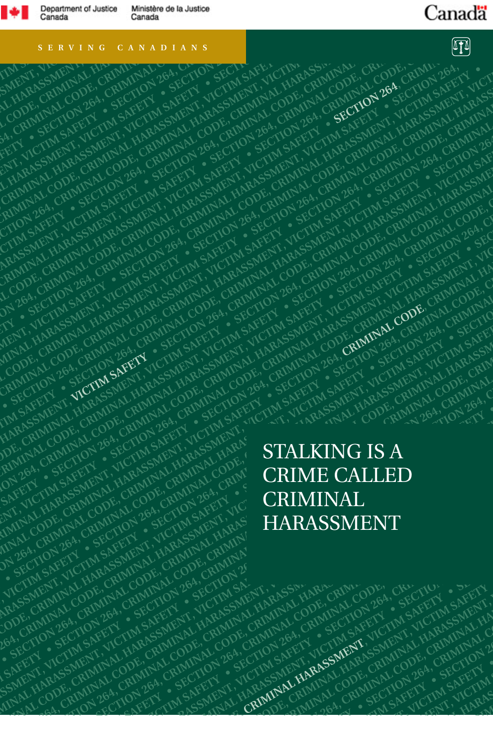Department of Justice Canada
Ministère de la Justice Canada

SERVING CANADIANS

# STALKING IS A CRIME CALLED CRIMINAL HARASSMENT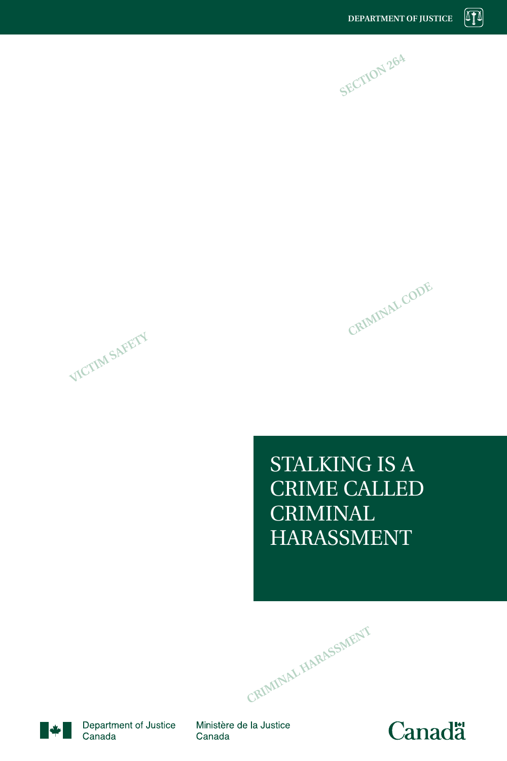DEPARTMENT OF JUSTICE

SECTION 264

CRIMINAL CODE

VICTIM SAFETY

# STALKING IS A CRIME CALLED CRIMINAL HARASSMENT

CRIMINAL HARASSMENT

Department of Justice Canada

Ministère de la Justice Canada

Canada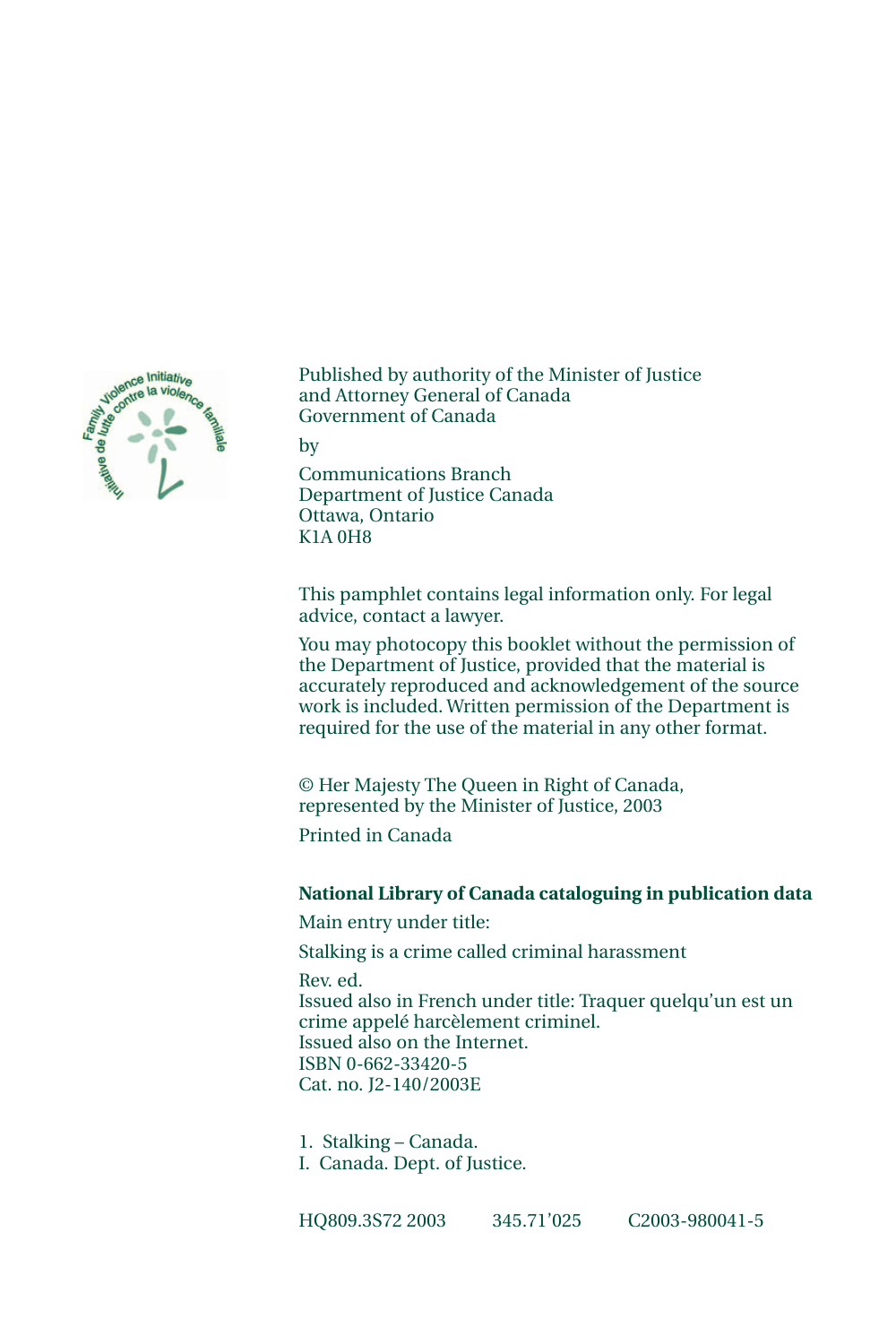Published by authority of the Minister of Justice
and Attorney General of Canada
Government of Canada

by

Communications Branch
Department of Justice Canada
Ottawa, Ontario
K1A 0H8

This pamphlet contains legal information only. For legal advice, contact a lawyer.

You may photocopy this booklet without the permission of the Department of Justice, provided that the material is accurately reproduced and acknowledgement of the source work is included. Written permission of the Department is required for the use of the material in any other format.

© Her Majesty The Queen in Right of Canada,
represented by the Minister of Justice, 2003

Printed in Canada

**National Library of Canada cataloguing in publication data**

Main entry under title:

Stalking is a crime called criminal harassment

Rev. ed.
Issued also in French under title: Traquer quelqu'un est un crime appelé harcèlement criminel.
Issued also on the Internet.
ISBN 0-662-33420-5
Cat. no. J2-140/2003E

1. Stalking – Canada.
I. Canada. Dept. of Justice.

HQ809.3S72 2003 345.71'025 C2003-980041-5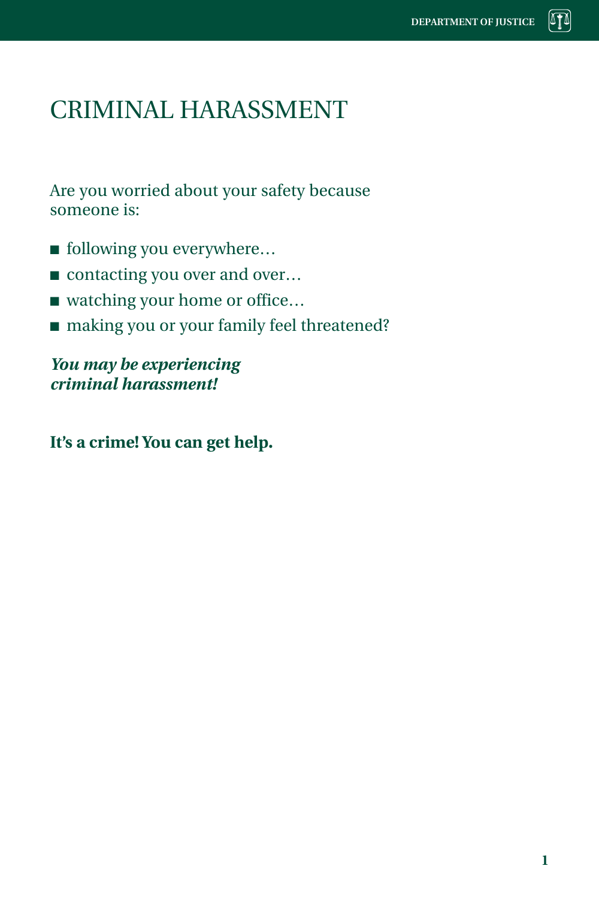# CRIMINAL HARASSMENT

Are you worried about your safety because someone is:

- following you everywhere…
- contacting you over and over…
- watching your home or office…
- making you or your family feel threatened?

***You may be experiencing criminal harassment!***

**It's a crime! You can get help.**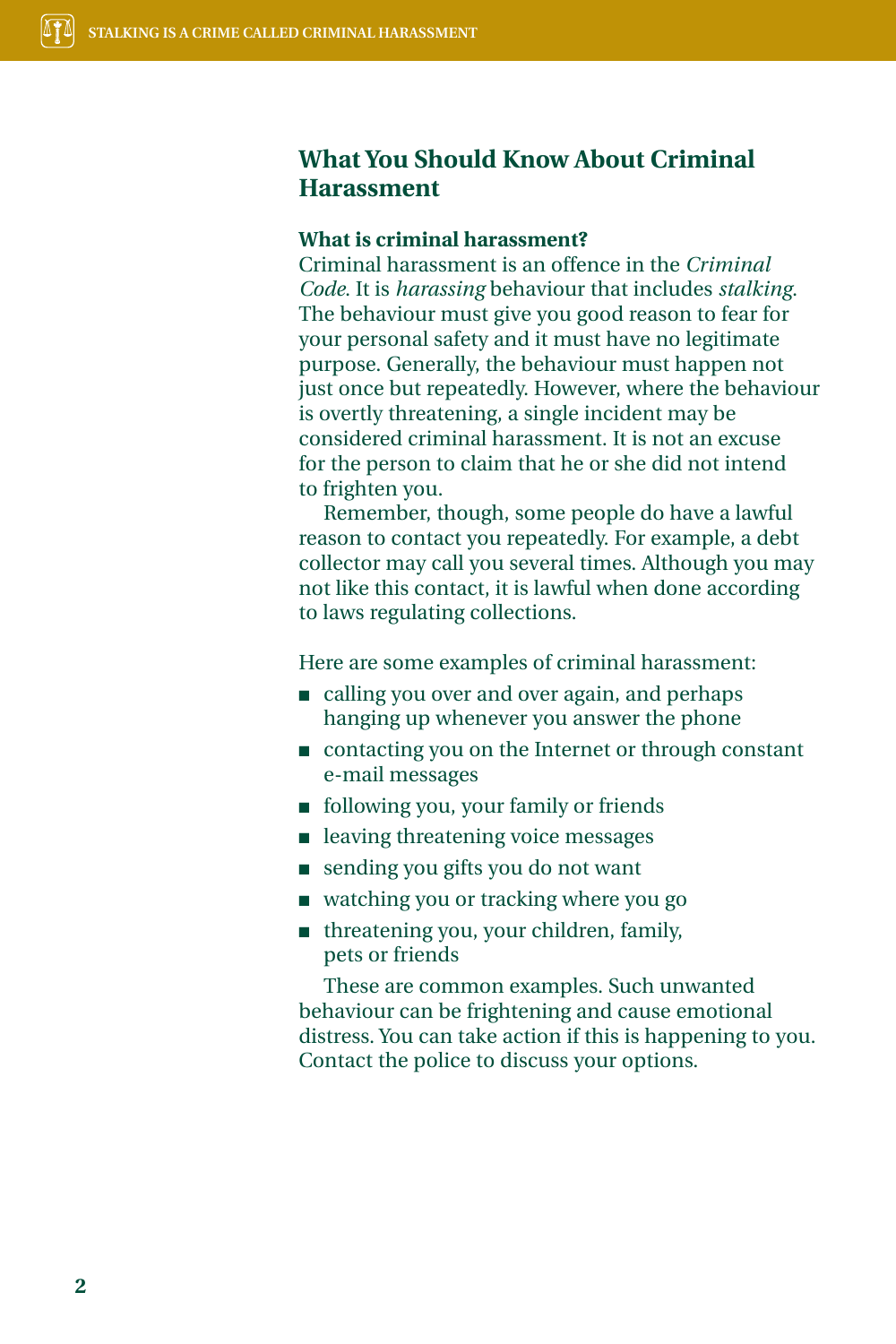## What You Should Know About Criminal Harassment

### What is criminal harassment?

Criminal harassment is an offence in the *Criminal Code*. It is *harassing* behaviour that includes *stalking*. The behaviour must give you good reason to fear for your personal safety and it must have no legitimate purpose. Generally, the behaviour must happen not just once but repeatedly. However, where the behaviour is overtly threatening, a single incident may be considered criminal harassment. It is not an excuse for the person to claim that he or she did not intend to frighten you.

Remember, though, some people do have a lawful reason to contact you repeatedly. For example, a debt collector may call you several times. Although you may not like this contact, it is lawful when done according to laws regulating collections.

Here are some examples of criminal harassment:

- calling you over and over again, and perhaps hanging up whenever you answer the phone
- contacting you on the Internet or through constant e-mail messages
- following you, your family or friends
- leaving threatening voice messages
- sending you gifts you do not want
- watching you or tracking where you go
- threatening you, your children, family, pets or friends

These are common examples. Such unwanted behaviour can be frightening and cause emotional distress. You can take action if this is happening to you. Contact the police to discuss your options.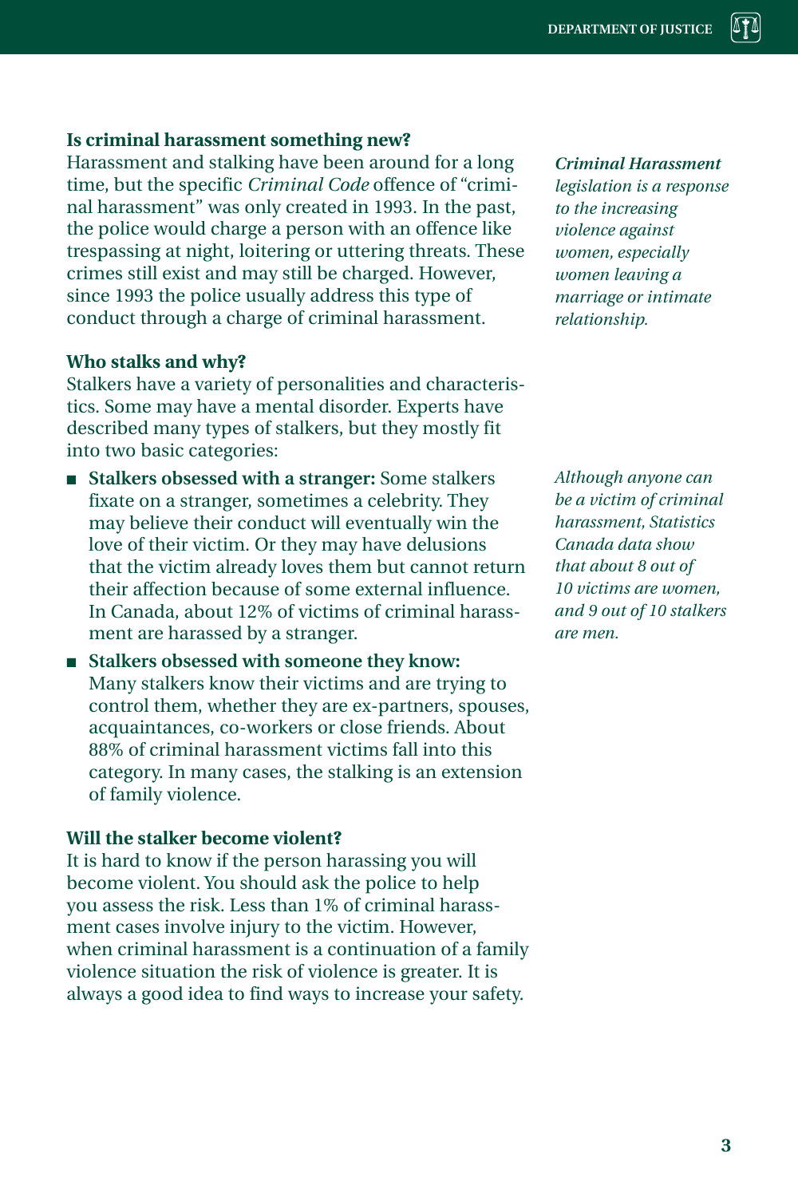### Is criminal harassment something new?

Harassment and stalking have been around for a long time, but the specific *Criminal Code* offence of "criminal harassment" was only created in 1993. In the past, the police would charge a person with an offence like trespassing at night, loitering or uttering threats. These crimes still exist and may still be charged. However, since 1993 the police usually address this type of conduct through a charge of criminal harassment.

***Criminal Harassment*** *legislation is a response to the increasing violence against women, especially women leaving a marriage or intimate relationship.*

### Who stalks and why?

Stalkers have a variety of personalities and characteristics. Some may have a mental disorder. Experts have described many types of stalkers, but they mostly fit into two basic categories:

- **Stalkers obsessed with a stranger:** Some stalkers fixate on a stranger, sometimes a celebrity. They may believe their conduct will eventually win the love of their victim. Or they may have delusions that the victim already loves them but cannot return their affection because of some external influence. In Canada, about 12% of victims of criminal harassment are harassed by a stranger.
- **Stalkers obsessed with someone they know:** Many stalkers know their victims and are trying to control them, whether they are ex-partners, spouses, acquaintances, co-workers or close friends. About 88% of criminal harassment victims fall into this category. In many cases, the stalking is an extension of family violence.

*Although anyone can be a victim of criminal harassment, Statistics Canada data show that about 8 out of 10 victims are women, and 9 out of 10 stalkers are men.*

### Will the stalker become violent?

It is hard to know if the person harassing you will become violent. You should ask the police to help you assess the risk. Less than 1% of criminal harassment cases involve injury to the victim. However, when criminal harassment is a continuation of a family violence situation the risk of violence is greater. It is always a good idea to find ways to increase your safety.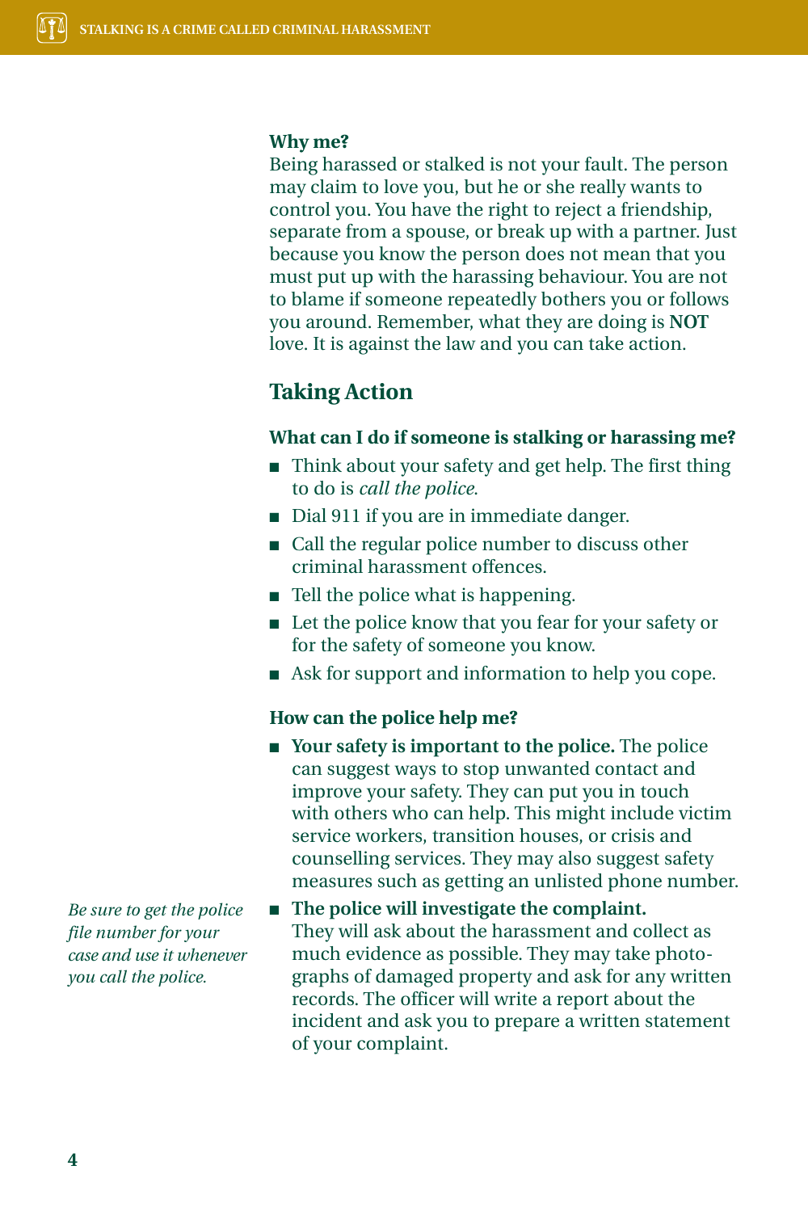**Why me?**

Being harassed or stalked is not your fault. The person may claim to love you, but he or she really wants to control you. You have the right to reject a friendship, separate from a spouse, or break up with a partner. Just because you know the person does not mean that you must put up with the harassing behaviour. You are not to blame if someone repeatedly bothers you or follows you around. Remember, what they are doing is **NOT** love. It is against the law and you can take action.

## Taking Action

**What can I do if someone is stalking or harassing me?**

- Think about your safety and get help. The first thing to do is *call the police*.
- Dial 911 if you are in immediate danger.
- Call the regular police number to discuss other criminal harassment offences.
- Tell the police what is happening.
- Let the police know that you fear for your safety or for the safety of someone you know.
- Ask for support and information to help you cope.

**How can the police help me?**

- **Your safety is important to the police.** The police can suggest ways to stop unwanted contact and improve your safety. They can put you in touch with others who can help. This might include victim service workers, transition houses, or crisis and counselling services. They may also suggest safety measures such as getting an unlisted phone number.
- **The police will investigate the complaint.** They will ask about the harassment and collect as much evidence as possible. They may take photographs of damaged property and ask for any written records. The officer will write a report about the incident and ask you to prepare a written statement of your complaint.

*Be sure to get the police file number for your case and use it whenever you call the police.*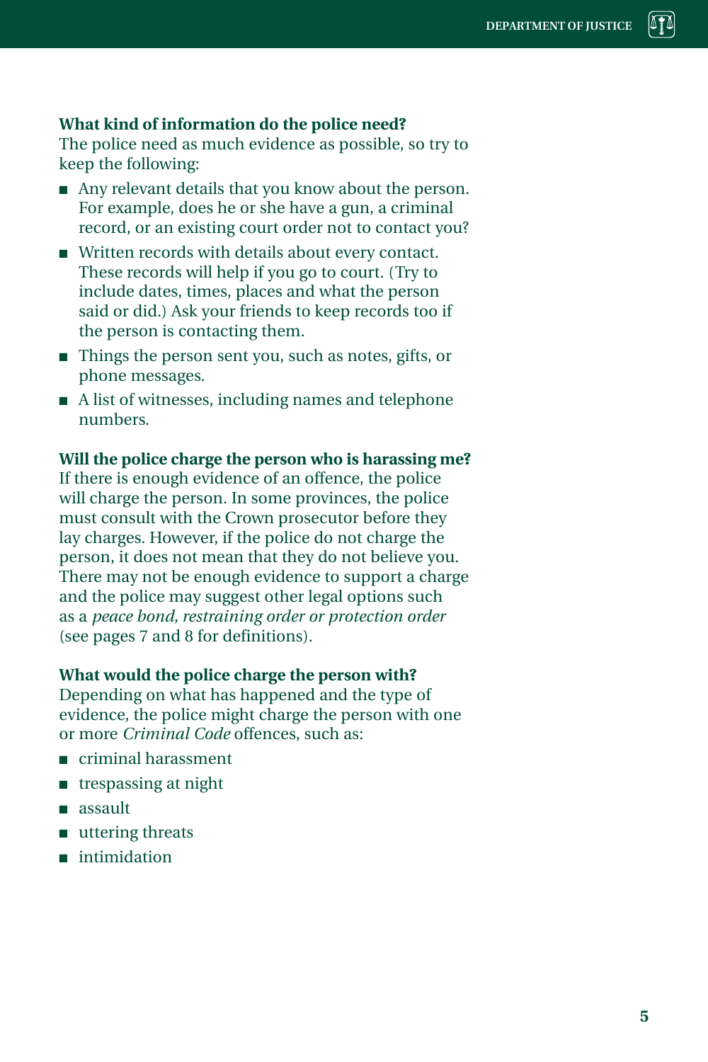### What kind of information do the police need?

The police need as much evidence as possible, so try to keep the following:

- Any relevant details that you know about the person. For example, does he or she have a gun, a criminal record, or an existing court order not to contact you?
- Written records with details about every contact. These records will help if you go to court. (Try to include dates, times, places and what the person said or did.) Ask your friends to keep records too if the person is contacting them.
- Things the person sent you, such as notes, gifts, or phone messages.
- A list of witnesses, including names and telephone numbers.

### Will the police charge the person who is harassing me?

If there is enough evidence of an offence, the police will charge the person. In some provinces, the police must consult with the Crown prosecutor before they lay charges. However, if the police do not charge the person, it does not mean that they do not believe you. There may not be enough evidence to support a charge and the police may suggest other legal options such as a *peace bond, restraining order or protection order* (see pages 7 and 8 for definitions).

### What would the police charge the person with?

Depending on what has happened and the type of evidence, the police might charge the person with one or more *Criminal Code* offences, such as:

- criminal harassment
- trespassing at night
- assault
- uttering threats
- intimidation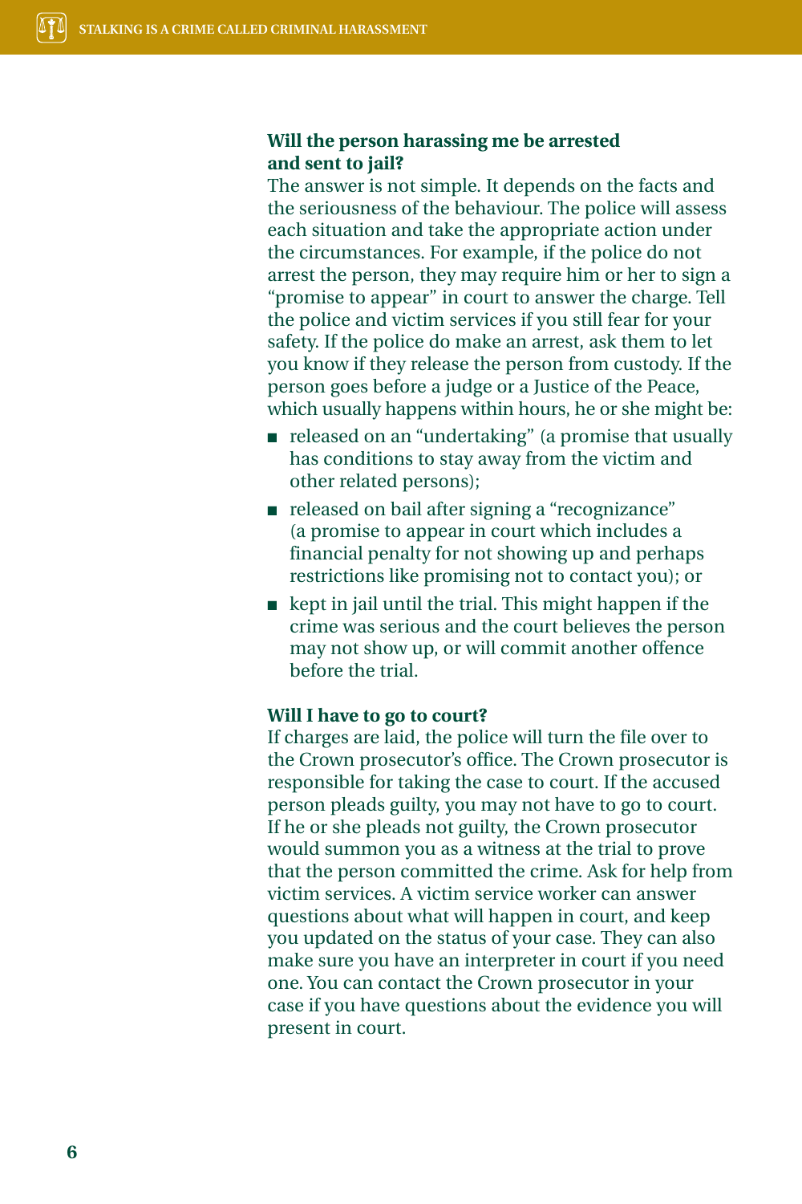### Will the person harassing me be arrested and sent to jail?

The answer is not simple. It depends on the facts and the seriousness of the behaviour. The police will assess each situation and take the appropriate action under the circumstances. For example, if the police do not arrest the person, they may require him or her to sign a "promise to appear" in court to answer the charge. Tell the police and victim services if you still fear for your safety. If the police do make an arrest, ask them to let you know if they release the person from custody. If the person goes before a judge or a Justice of the Peace, which usually happens within hours, he or she might be:

- released on an "undertaking" (a promise that usually has conditions to stay away from the victim and other related persons);
- released on bail after signing a "recognizance" (a promise to appear in court which includes a financial penalty for not showing up and perhaps restrictions like promising not to contact you); or
- kept in jail until the trial. This might happen if the crime was serious and the court believes the person may not show up, or will commit another offence before the trial.

### Will I have to go to court?

If charges are laid, the police will turn the file over to the Crown prosecutor's office. The Crown prosecutor is responsible for taking the case to court. If the accused person pleads guilty, you may not have to go to court. If he or she pleads not guilty, the Crown prosecutor would summon you as a witness at the trial to prove that the person committed the crime. Ask for help from victim services. A victim service worker can answer questions about what will happen in court, and keep you updated on the status of your case. They can also make sure you have an interpreter in court if you need one. You can contact the Crown prosecutor in your case if you have questions about the evidence you will present in court.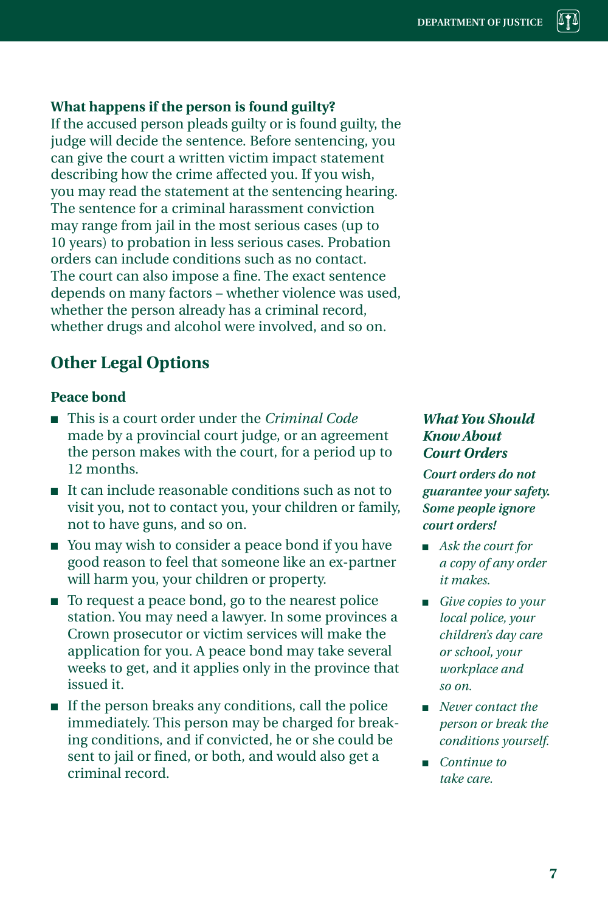### What happens if the person is found guilty?

If the accused person pleads guilty or is found guilty, the judge will decide the sentence. Before sentencing, you can give the court a written victim impact statement describing how the crime affected you. If you wish, you may read the statement at the sentencing hearing. The sentence for a criminal harassment conviction may range from jail in the most serious cases (up to 10 years) to probation in less serious cases. Probation orders can include conditions such as no contact. The court can also impose a fine. The exact sentence depends on many factors – whether violence was used, whether the person already has a criminal record, whether drugs and alcohol were involved, and so on.

## Other Legal Options

### Peace bond

- This is a court order under the *Criminal Code* made by a provincial court judge, or an agreement the person makes with the court, for a period up to 12 months.
- It can include reasonable conditions such as not to visit you, not to contact you, your children or family, not to have guns, and so on.
- You may wish to consider a peace bond if you have good reason to feel that someone like an ex-partner will harm you, your children or property.
- To request a peace bond, go to the nearest police station. You may need a lawyer. In some provinces a Crown prosecutor or victim services will make the application for you. A peace bond may take several weeks to get, and it applies only in the province that issued it.
- If the person breaks any conditions, call the police immediately. This person may be charged for breaking conditions, and if convicted, he or she could be sent to jail or fined, or both, and would also get a criminal record.

### *What You Should Know About Court Orders*

***Court orders do not guarantee your safety. Some people ignore court orders!***

- *Ask the court for a copy of any order it makes.*
- *Give copies to your local police, your children's day care or school, your workplace and so on.*
- *Never contact the person or break the conditions yourself.*
- *Continue to take care.*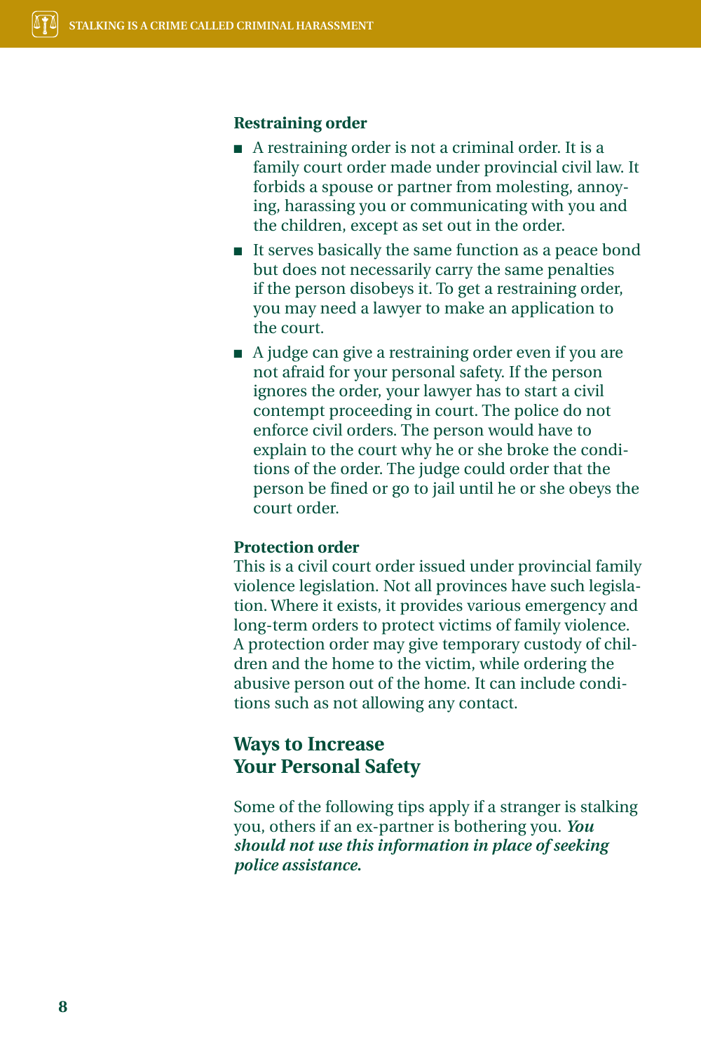### Restraining order

- A restraining order is not a criminal order. It is a family court order made under provincial civil law. It forbids a spouse or partner from molesting, annoying, harassing you or communicating with you and the children, except as set out in the order.
- It serves basically the same function as a peace bond but does not necessarily carry the same penalties if the person disobeys it. To get a restraining order, you may need a lawyer to make an application to the court.
- A judge can give a restraining order even if you are not afraid for your personal safety. If the person ignores the order, your lawyer has to start a civil contempt proceeding in court. The police do not enforce civil orders. The person would have to explain to the court why he or she broke the conditions of the order. The judge could order that the person be fined or go to jail until he or she obeys the court order.

### Protection order

This is a civil court order issued under provincial family violence legislation. Not all provinces have such legislation. Where it exists, it provides various emergency and long-term orders to protect victims of family violence. A protection order may give temporary custody of children and the home to the victim, while ordering the abusive person out of the home. It can include conditions such as not allowing any contact.

## Ways to Increase Your Personal Safety

Some of the following tips apply if a stranger is stalking you, others if an ex-partner is bothering you. ***You should not use this information in place of seeking police assistance.***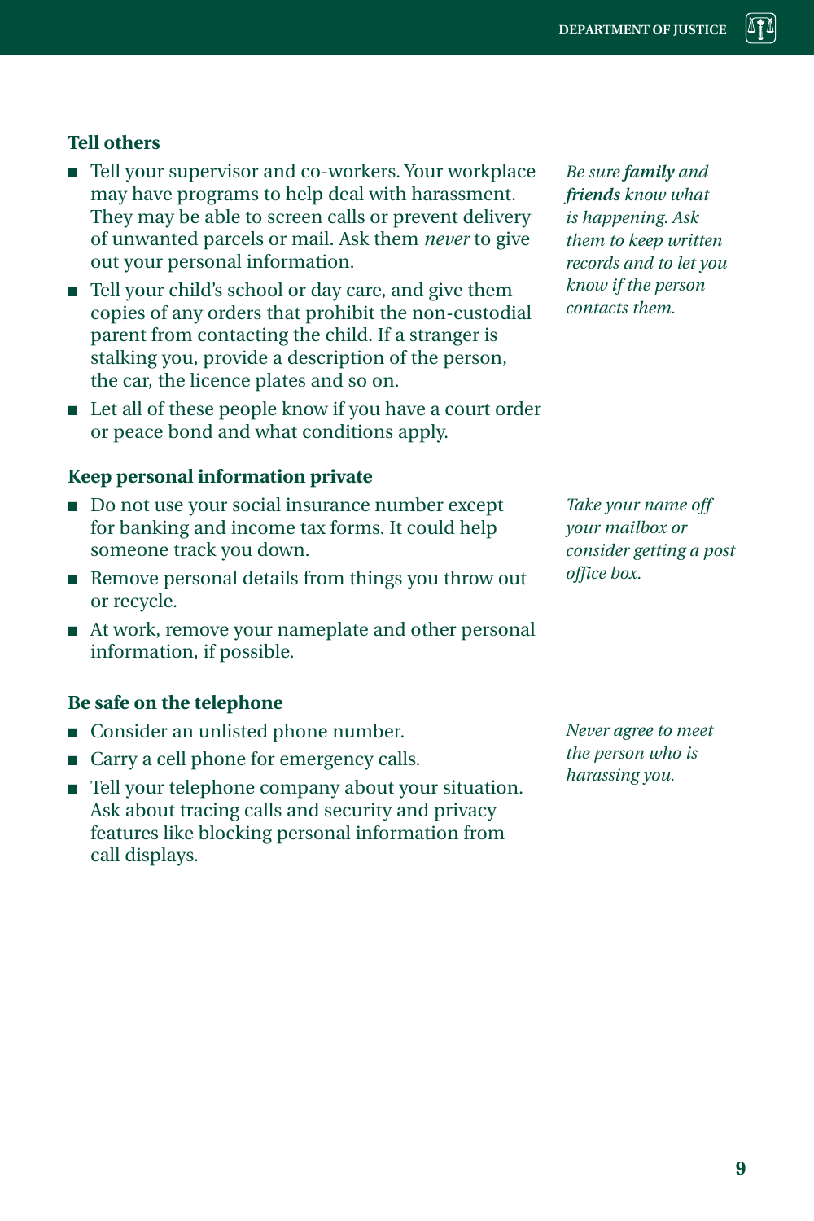### Tell others

- Tell your supervisor and co-workers. Your workplace may have programs to help deal with harassment. They may be able to screen calls or prevent delivery of unwanted parcels or mail. Ask them *never* to give out your personal information.
- Tell your child's school or day care, and give them copies of any orders that prohibit the non-custodial parent from contacting the child. If a stranger is stalking you, provide a description of the person, the car, the licence plates and so on.
- Let all of these people know if you have a court order or peace bond and what conditions apply.

*Be sure **family** and **friends** know what is happening. Ask them to keep written records and to let you know if the person contacts them.*

### Keep personal information private

- Do not use your social insurance number except for banking and income tax forms. It could help someone track you down.
- Remove personal details from things you throw out or recycle.
- At work, remove your nameplate and other personal information, if possible.

*Take your name off your mailbox or consider getting a post office box.*

### Be safe on the telephone

- Consider an unlisted phone number.
- Carry a cell phone for emergency calls.
- Tell your telephone company about your situation. Ask about tracing calls and security and privacy features like blocking personal information from call displays.

*Never agree to meet the person who is harassing you.*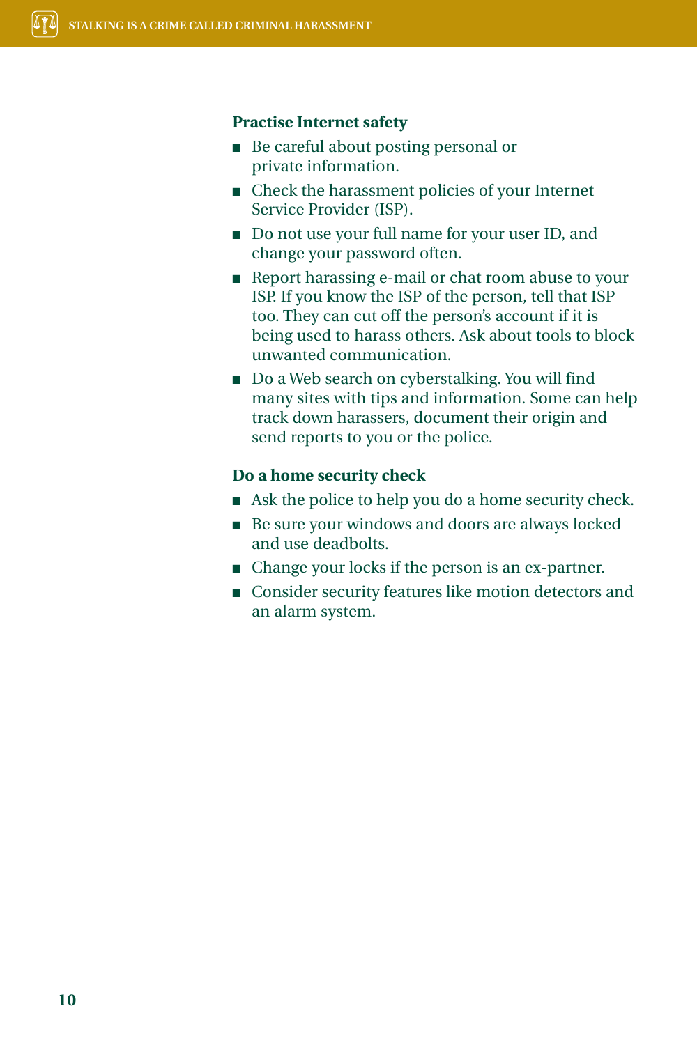### Practise Internet safety

- Be careful about posting personal or private information.
- Check the harassment policies of your Internet Service Provider (ISP).
- Do not use your full name for your user ID, and change your password often.
- Report harassing e-mail or chat room abuse to your ISP. If you know the ISP of the person, tell that ISP too. They can cut off the person's account if it is being used to harass others. Ask about tools to block unwanted communication.
- Do a Web search on cyberstalking. You will find many sites with tips and information. Some can help track down harassers, document their origin and send reports to you or the police.

### Do a home security check

- Ask the police to help you do a home security check.
- Be sure your windows and doors are always locked and use deadbolts.
- Change your locks if the person is an ex-partner.
- Consider security features like motion detectors and an alarm system.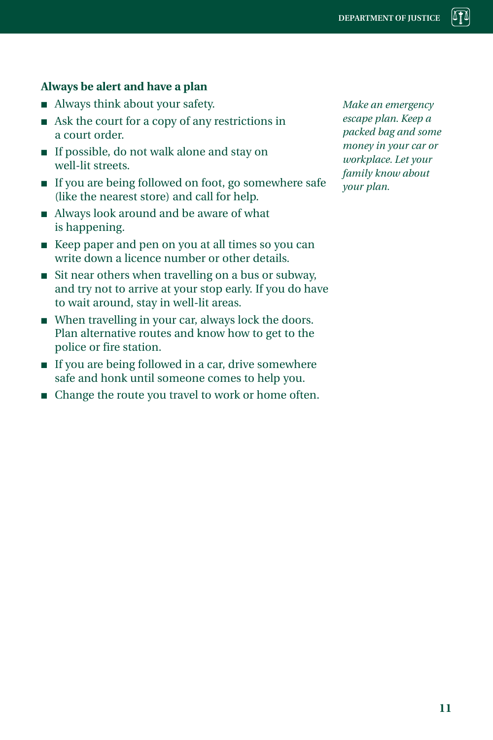### Always be alert and have a plan

- Always think about your safety.
- Ask the court for a copy of any restrictions in a court order.
- If possible, do not walk alone and stay on well-lit streets.
- If you are being followed on foot, go somewhere safe (like the nearest store) and call for help.
- Always look around and be aware of what is happening.
- Keep paper and pen on you at all times so you can write down a licence number or other details.
- Sit near others when travelling on a bus or subway, and try not to arrive at your stop early. If you do have to wait around, stay in well-lit areas.
- When travelling in your car, always lock the doors. Plan alternative routes and know how to get to the police or fire station.
- If you are being followed in a car, drive somewhere safe and honk until someone comes to help you.
- Change the route you travel to work or home often.

*Make an emergency escape plan. Keep a packed bag and some money in your car or workplace. Let your family know about your plan.*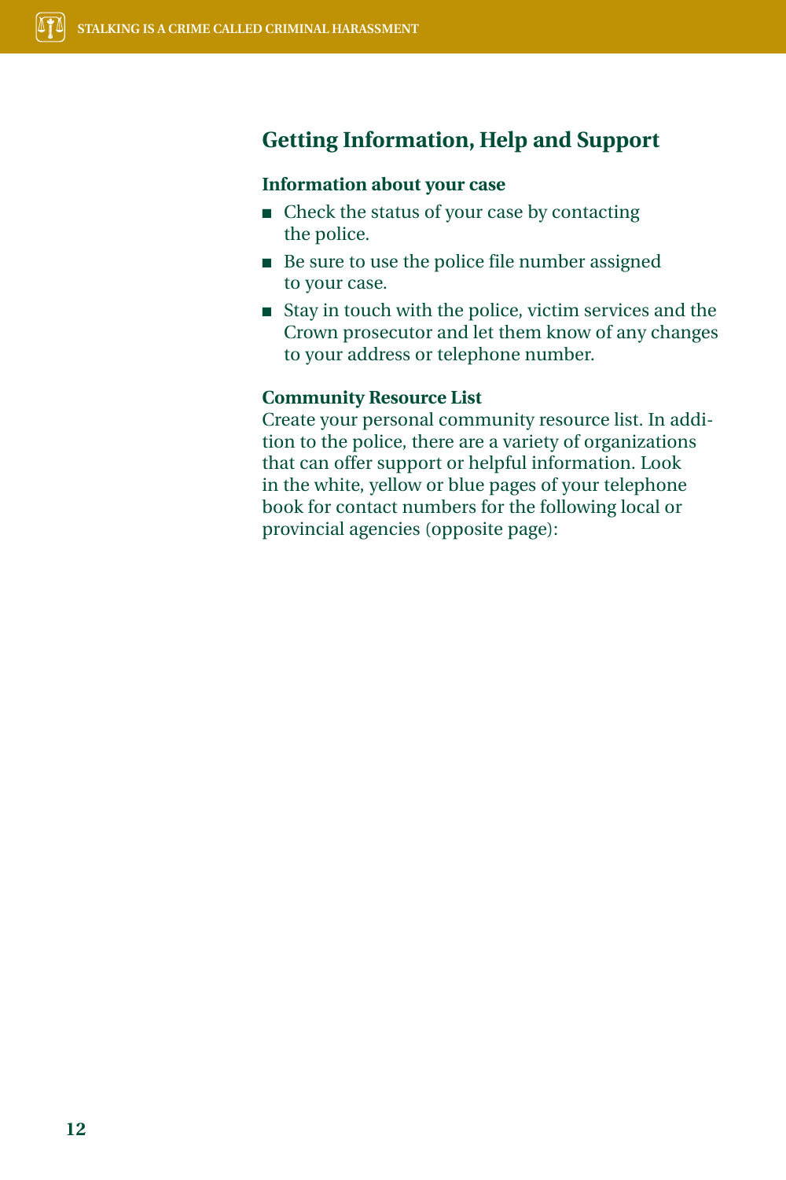## Getting Information, Help and Support

### Information about your case

- Check the status of your case by contacting the police.
- Be sure to use the police file number assigned to your case.
- Stay in touch with the police, victim services and the Crown prosecutor and let them know of any changes to your address or telephone number.

### Community Resource List

Create your personal community resource list. In addition to the police, there are a variety of organizations that can offer support or helpful information. Look in the white, yellow or blue pages of your telephone book for contact numbers for the following local or provincial agencies (opposite page):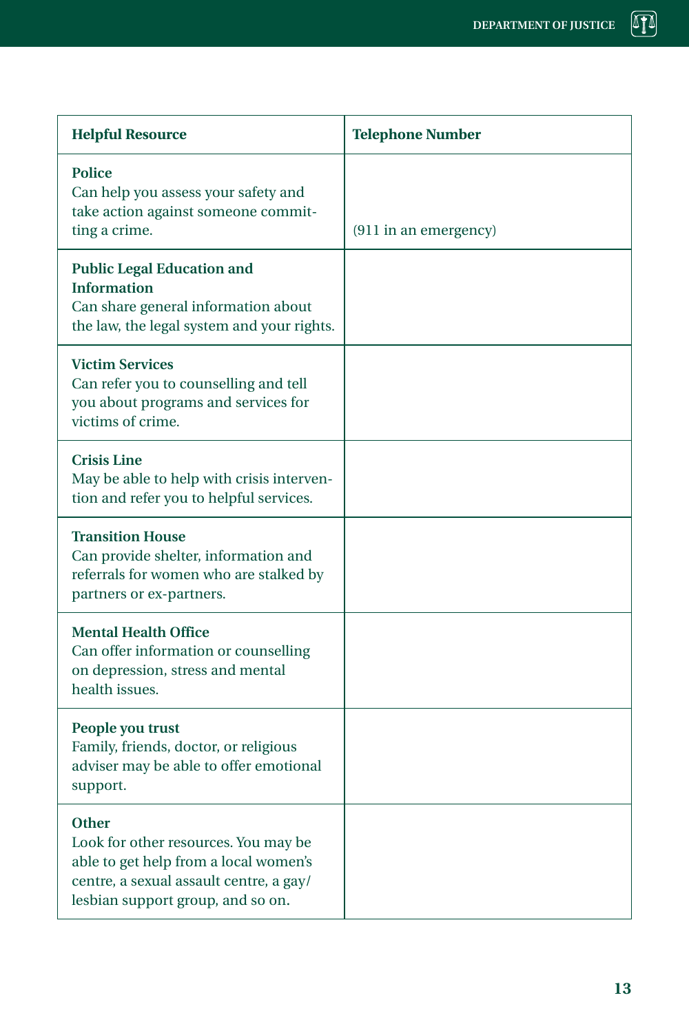| Helpful Resource | Telephone Number |
| --- | --- |
| **Police**<br>Can help you assess your safety and take action against someone committing a crime. | (911 in an emergency) |
| **Public Legal Education and Information**<br>Can share general information about the law, the legal system and your rights. | |
| **Victim Services**<br>Can refer you to counselling and tell you about programs and services for victims of crime. | |
| **Crisis Line**<br>May be able to help with crisis intervention and refer you to helpful services. | |
| **Transition House**<br>Can provide shelter, information and referrals for women who are stalked by partners or ex-partners. | |
| **Mental Health Office**<br>Can offer information or counselling on depression, stress and mental health issues. | |
| **People you trust**<br>Family, friends, doctor, or religious adviser may be able to offer emotional support. | |
| **Other**<br>Look for other resources. You may be able to get help from a local women's centre, a sexual assault centre, a gay/lesbian support group, and so on. | |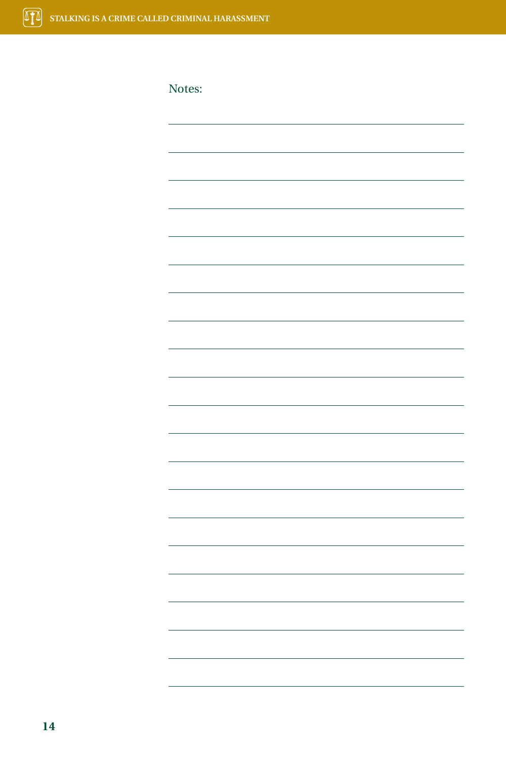Notes: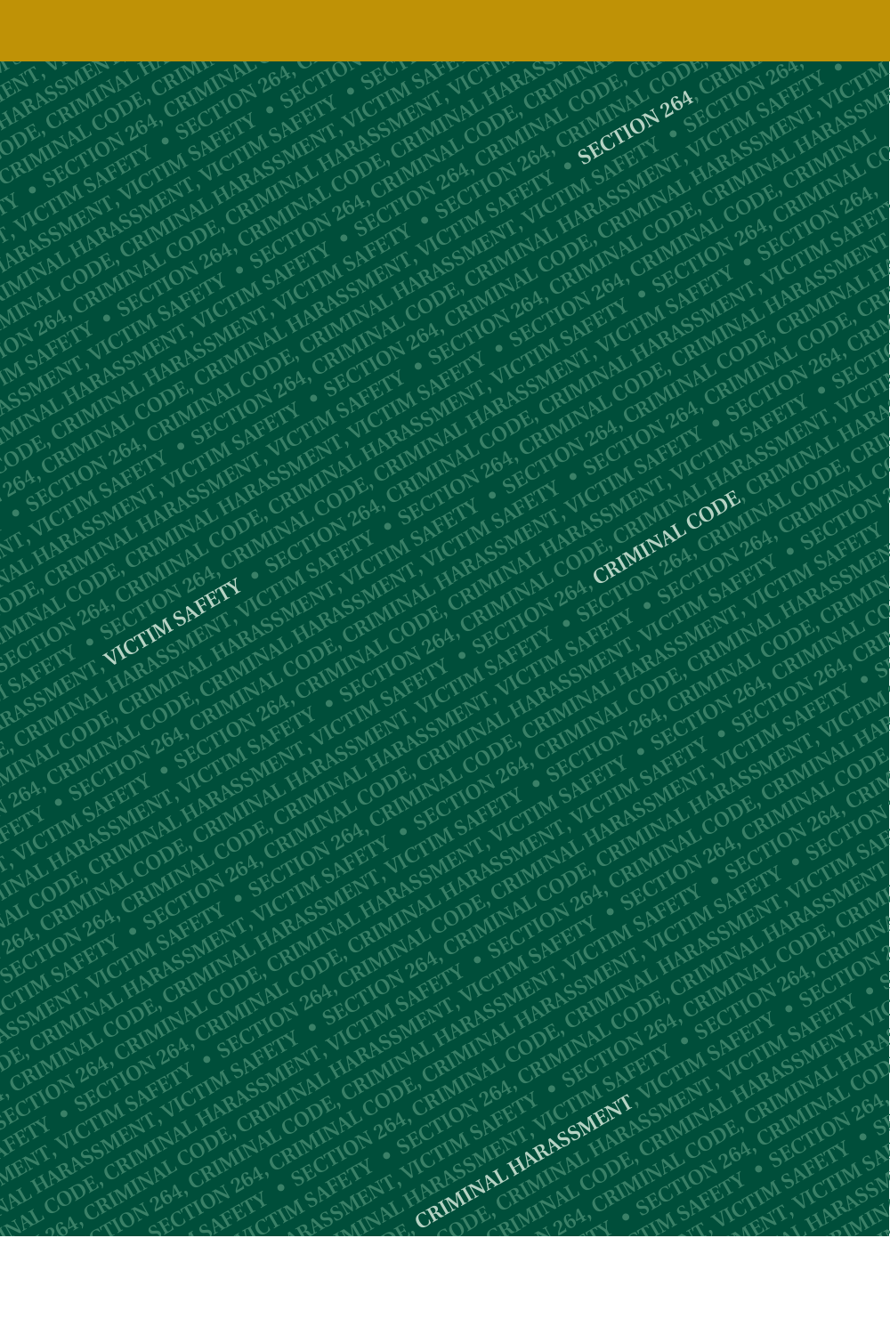SECTION 264

VICTIM SAFETY

CRIMINAL CODE

CRIMINAL HARASSMENT